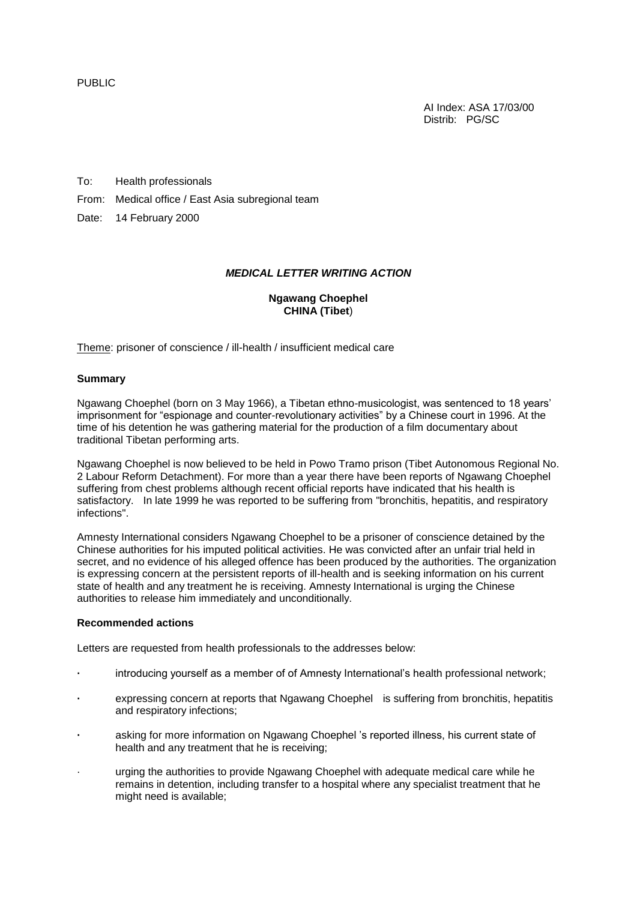PUBLIC

AI Index: ASA 17/03/00
Distrib: PG/SC

To: Health professionals

From: Medical office / East Asia subregional team

Date: 14 February 2000

***MEDICAL LETTER WRITING ACTION***

**Ngawang Choephel**
**CHINA (Tibet)**

Theme: prisoner of conscience / ill-health / insufficient medical care

**Summary**

Ngawang Choephel (born on 3 May 1966), a Tibetan ethno-musicologist, was sentenced to 18 years' imprisonment for "espionage and counter-revolutionary activities" by a Chinese court in 1996. At the time of his detention he was gathering material for the production of a film documentary about traditional Tibetan performing arts.

Ngawang Choephel is now believed to be held in Powo Tramo prison (Tibet Autonomous Regional No. 2 Labour Reform Detachment). For more than a year there have been reports of Ngawang Choephel suffering from chest problems although recent official reports have indicated that his health is satisfactory. In late 1999 he was reported to be suffering from "bronchitis, hepatitis, and respiratory infections".

Amnesty International considers Ngawang Choephel to be a prisoner of conscience detained by the Chinese authorities for his imputed political activities. He was convicted after an unfair trial held in secret, and no evidence of his alleged offence has been produced by the authorities. The organization is expressing concern at the persistent reports of ill-health and is seeking information on his current state of health and any treatment he is receiving. Amnesty International is urging the Chinese authorities to release him immediately and unconditionally.

**Recommended actions**

Letters are requested from health professionals to the addresses below:

- introducing yourself as a member of of Amnesty International's health professional network;
- expressing concern at reports that Ngawang Choephel is suffering from bronchitis, hepatitis and respiratory infections;
- asking for more information on Ngawang Choephel 's reported illness, his current state of health and any treatment that he is receiving;
- urging the authorities to provide Ngawang Choephel with adequate medical care while he remains in detention, including transfer to a hospital where any specialist treatment that he might need is available;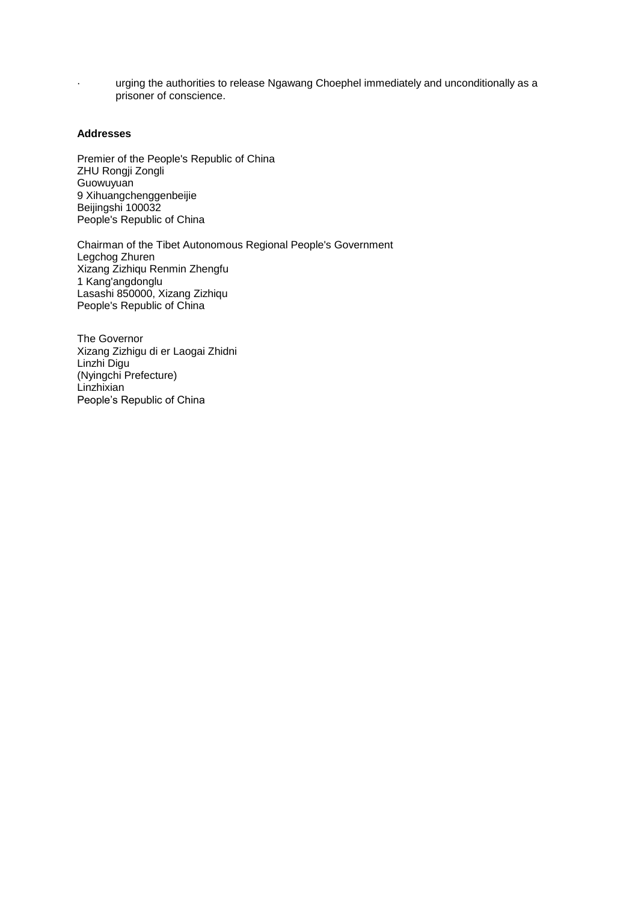- urging the authorities to release Ngawang Choephel immediately and unconditionally as a prisoner of conscience.

**Addresses**

Premier of the People's Republic of China
ZHU Rongji Zongli
Guowuyuan
9 Xihuangchenggenbeijie
Beijingshi 100032
People's Republic of China

Chairman of the Tibet Autonomous Regional People's Government
Legchog Zhuren
Xizang Zizhiqu Renmin Zhengfu
1 Kang'angdonglu
Lasashi 850000, Xizang Zizhiqu
People's Republic of China

The Governor
Xizang Zizhigu di er Laogai Zhidni
Linzhi Digu
(Nyingchi Prefecture)
Linzhixian
People’s Republic of China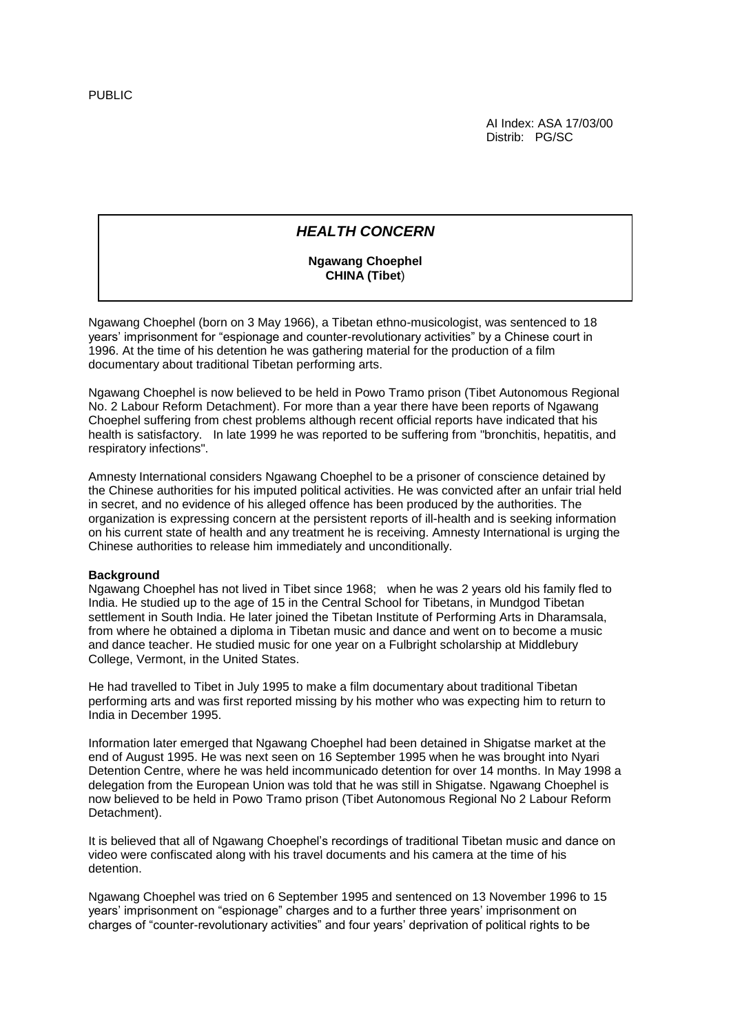PUBLIC

AI Index: ASA 17/03/00
Distrib: PG/SC

## *HEALTH CONCERN*

**Ngawang Choephel**
**CHINA (Tibet**)

Ngawang Choephel (born on 3 May 1966), a Tibetan ethno-musicologist, was sentenced to 18 years' imprisonment for "espionage and counter-revolutionary activities" by a Chinese court in 1996. At the time of his detention he was gathering material for the production of a film documentary about traditional Tibetan performing arts.

Ngawang Choephel is now believed to be held in Powo Tramo prison (Tibet Autonomous Regional No. 2 Labour Reform Detachment). For more than a year there have been reports of Ngawang Choephel suffering from chest problems although recent official reports have indicated that his health is satisfactory. In late 1999 he was reported to be suffering from "bronchitis, hepatitis, and respiratory infections".

Amnesty International considers Ngawang Choephel to be a prisoner of conscience detained by the Chinese authorities for his imputed political activities. He was convicted after an unfair trial held in secret, and no evidence of his alleged offence has been produced by the authorities. The organization is expressing concern at the persistent reports of ill-health and is seeking information on his current state of health and any treatment he is receiving. Amnesty International is urging the Chinese authorities to release him immediately and unconditionally.

**Background**

Ngawang Choephel has not lived in Tibet since 1968; when he was 2 years old his family fled to India. He studied up to the age of 15 in the Central School for Tibetans, in Mundgod Tibetan settlement in South India. He later joined the Tibetan Institute of Performing Arts in Dharamsala, from where he obtained a diploma in Tibetan music and dance and went on to become a music and dance teacher. He studied music for one year on a Fulbright scholarship at Middlebury College, Vermont, in the United States.

He had travelled to Tibet in July 1995 to make a film documentary about traditional Tibetan performing arts and was first reported missing by his mother who was expecting him to return to India in December 1995.

Information later emerged that Ngawang Choephel had been detained in Shigatse market at the end of August 1995. He was next seen on 16 September 1995 when he was brought into Nyari Detention Centre, where he was held incommunicado detention for over 14 months. In May 1998 a delegation from the European Union was told that he was still in Shigatse. Ngawang Choephel is now believed to be held in Powo Tramo prison (Tibet Autonomous Regional No 2 Labour Reform Detachment).

It is believed that all of Ngawang Choephel's recordings of traditional Tibetan music and dance on video were confiscated along with his travel documents and his camera at the time of his detention.

Ngawang Choephel was tried on 6 September 1995 and sentenced on 13 November 1996 to 15 years' imprisonment on "espionage" charges and to a further three years' imprisonment on charges of "counter-revolutionary activities" and four years' deprivation of political rights to be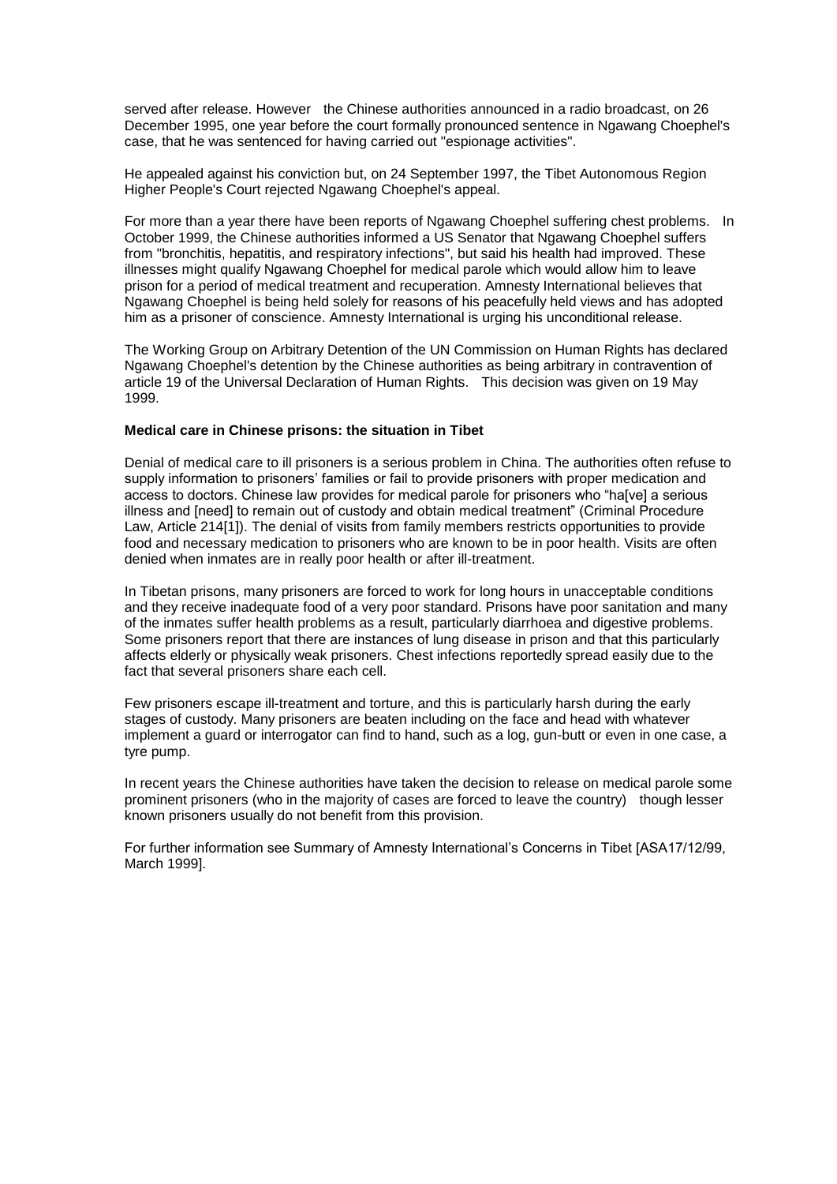served after release. However the Chinese authorities announced in a radio broadcast, on 26 December 1995, one year before the court formally pronounced sentence in Ngawang Choephel's case, that he was sentenced for having carried out "espionage activities".

He appealed against his conviction but, on 24 September 1997, the Tibet Autonomous Region Higher People's Court rejected Ngawang Choephel's appeal.

For more than a year there have been reports of Ngawang Choephel suffering chest problems. In October 1999, the Chinese authorities informed a US Senator that Ngawang Choephel suffers from "bronchitis, hepatitis, and respiratory infections", but said his health had improved. These illnesses might qualify Ngawang Choephel for medical parole which would allow him to leave prison for a period of medical treatment and recuperation. Amnesty International believes that Ngawang Choephel is being held solely for reasons of his peacefully held views and has adopted him as a prisoner of conscience. Amnesty International is urging his unconditional release.

The Working Group on Arbitrary Detention of the UN Commission on Human Rights has declared Ngawang Choephel's detention by the Chinese authorities as being arbitrary in contravention of article 19 of the Universal Declaration of Human Rights. This decision was given on 19 May 1999.

**Medical care in Chinese prisons: the situation in Tibet**

Denial of medical care to ill prisoners is a serious problem in China. The authorities often refuse to supply information to prisoners' families or fail to provide prisoners with proper medication and access to doctors. Chinese law provides for medical parole for prisoners who "ha[ve] a serious illness and [need] to remain out of custody and obtain medical treatment" (Criminal Procedure Law, Article 214[1]). The denial of visits from family members restricts opportunities to provide food and necessary medication to prisoners who are known to be in poor health. Visits are often denied when inmates are in really poor health or after ill-treatment.

In Tibetan prisons, many prisoners are forced to work for long hours in unacceptable conditions and they receive inadequate food of a very poor standard. Prisons have poor sanitation and many of the inmates suffer health problems as a result, particularly diarrhoea and digestive problems. Some prisoners report that there are instances of lung disease in prison and that this particularly affects elderly or physically weak prisoners. Chest infections reportedly spread easily due to the fact that several prisoners share each cell.

Few prisoners escape ill-treatment and torture, and this is particularly harsh during the early stages of custody. Many prisoners are beaten including on the face and head with whatever implement a guard or interrogator can find to hand, such as a log, gun-butt or even in one case, a tyre pump.

In recent years the Chinese authorities have taken the decision to release on medical parole some prominent prisoners (who in the majority of cases are forced to leave the country) though lesser known prisoners usually do not benefit from this provision.

For further information see Summary of Amnesty International's Concerns in Tibet [ASA17/12/99, March 1999].